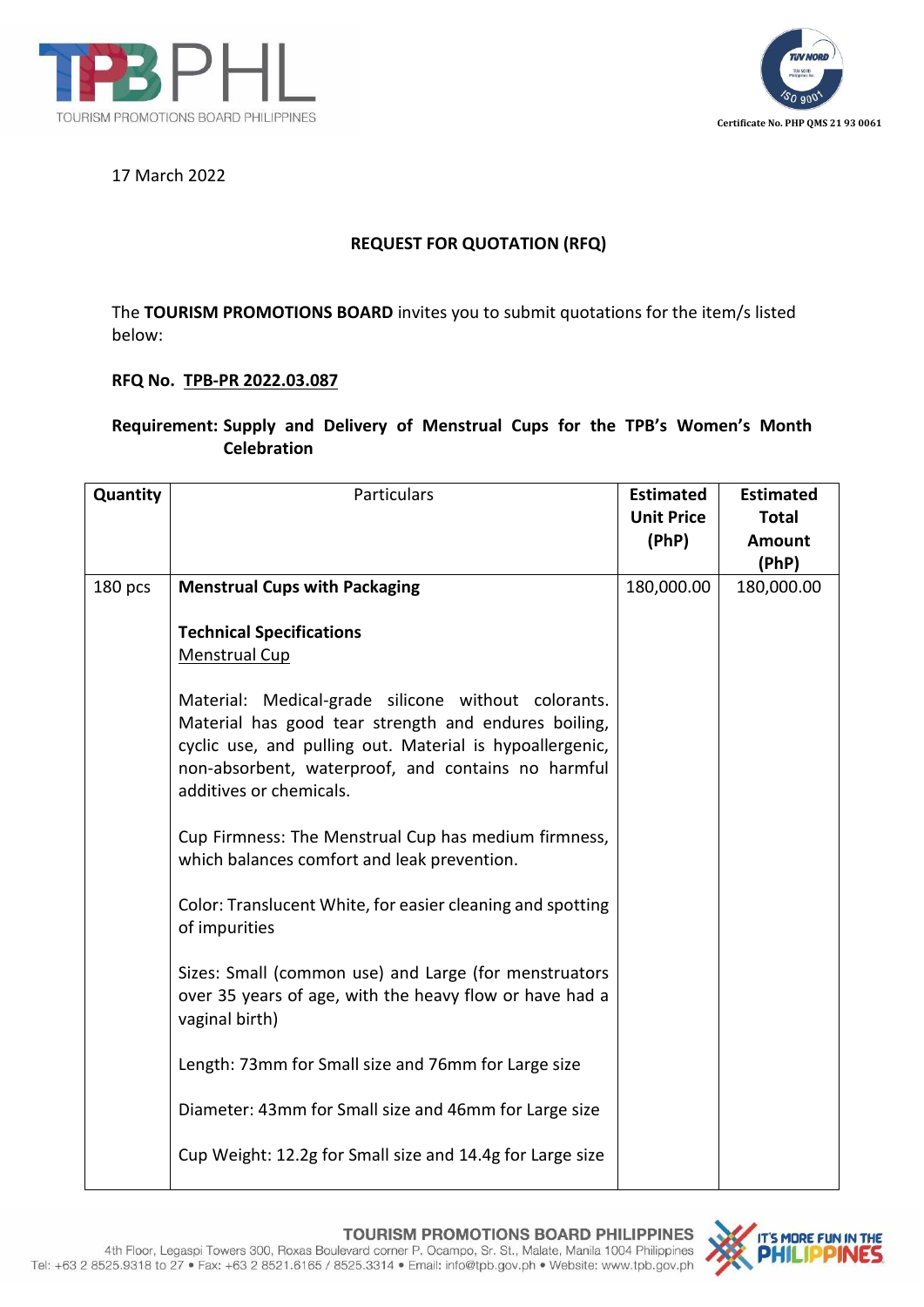17 March 2022

**REQUEST FOR QUOTATION (RFQ)**

The **TOURISM PROMOTIONS BOARD** invites you to submit quotations for the item/s listed below:

**RFQ No. TPB-PR 2022.03.087**

**Requirement: Supply and Delivery of Menstrual Cups for the TPB's Women's Month Celebration**

| Quantity | Particulars | Estimated Unit Price (PhP) | Estimated Total Amount (PhP) |
|---|---|---|---|
| 180 pcs | **Menstrual Cups with Packaging**<br><br>**Technical Specifications**<br>Menstrual Cup<br><br>Material: Medical-grade silicone without colorants. Material has good tear strength and endures boiling, cyclic use, and pulling out. Material is hypoallergenic, non-absorbent, waterproof, and contains no harmful additives or chemicals.<br><br>Cup Firmness: The Menstrual Cup has medium firmness, which balances comfort and leak prevention.<br><br>Color: Translucent White, for easier cleaning and spotting of impurities<br><br>Sizes: Small (common use) and Large (for menstruators over 35 years of age, with the heavy flow or have had a vaginal birth)<br><br>Length: 73mm for Small size and 76mm for Large size<br><br>Diameter: 43mm for Small size and 46mm for Large size<br><br>Cup Weight: 12.2g for Small size and 14.4g for Large size | 180,000.00 | 180,000.00 |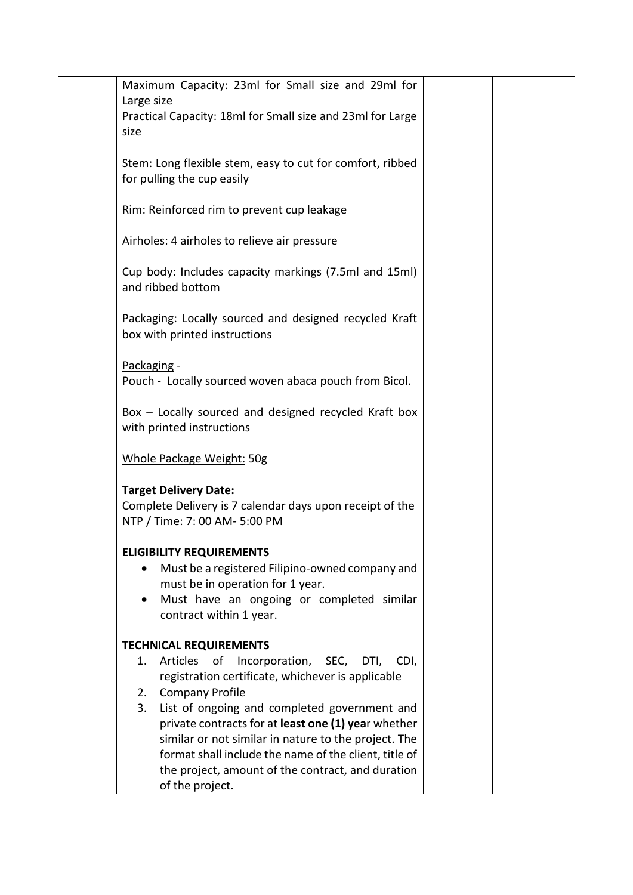| | | | |
|---|---|---|---|
| | Maximum Capacity: 23ml for Small size and 29ml for Large size<br>Practical Capacity: 18ml for Small size and 23ml for Large size<br><br>Stem: Long flexible stem, easy to cut for comfort, ribbed for pulling the cup easily<br><br>Rim: Reinforced rim to prevent cup leakage<br><br>Airholes: 4 airholes to relieve air pressure<br><br>Cup body: Includes capacity markings (7.5ml and 15ml) and ribbed bottom<br><br>Packaging: Locally sourced and designed recycled Kraft box with printed instructions<br><br><u>Packaging</u> -<br>Pouch - Locally sourced woven abaca pouch from Bicol.<br><br>Box – Locally sourced and designed recycled Kraft box with printed instructions<br><br><u>Whole Package Weight:</u> 50g<br><br>**Target Delivery Date:**<br>Complete Delivery is 7 calendar days upon receipt of the NTP / Time: 7: 00 AM- 5:00 PM<br><br>**ELIGIBILITY REQUIREMENTS**<br>• Must be a registered Filipino-owned company and must be in operation for 1 year.<br>• Must have an ongoing or completed similar contract within 1 year.<br><br>**TECHNICAL REQUIREMENTS**<br>1. Articles of Incorporation, SEC, DTI, CDI, registration certificate, whichever is applicable<br>2. Company Profile<br>3. List of ongoing and completed government and private contracts for at **least one (1) yea**r whether similar or not similar in nature to the project. The format shall include the name of the client, title of the project, amount of the contract, and duration of the project. | | |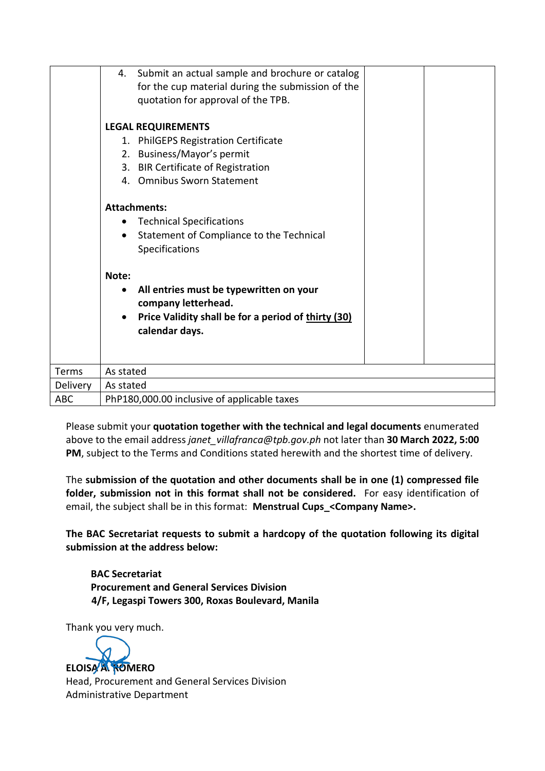| | | | |
|---|---|---|---|
| | 4. Submit an actual sample and brochure or catalog for the cup material during the submission of the quotation for approval of the TPB.<br><br>**LEGAL REQUIREMENTS**<br>1. PhilGEPS Registration Certificate<br>2. Business/Mayor's permit<br>3. BIR Certificate of Registration<br>4. Omnibus Sworn Statement<br><br>**Attachments:**<br>• Technical Specifications<br>• Statement of Compliance to the Technical Specifications<br><br>**Note:**<br>• **All entries must be typewritten on your company letterhead.**<br>• **Price Validity shall be for a period of <u>thirty (30)</u> calendar days.** | | |
| Terms | As stated | | |
| Delivery | As stated | | |
| ABC | PhP180,000.00 inclusive of applicable taxes | | |

Please submit your **quotation together with the technical and legal documents** enumerated above to the email address *janet_villafranca@tpb.gov.ph* not later than **30 March 2022, 5:00 PM**, subject to the Terms and Conditions stated herewith and the shortest time of delivery.

The **submission of the quotation and other documents shall be in one (1) compressed file folder, submission not in this format shall not be considered.** For easy identification of email, the subject shall be in this format: **Menstrual Cups_<Company Name>.**

**The BAC Secretariat requests to submit a hardcopy of the quotation following its digital submission at the address below:**

**BAC Secretariat**
**Procurement and General Services Division**
**4/F, Legaspi Towers 300, Roxas Boulevard, Manila**

Thank you very much.

**ELOISA A. ROMERO**
Head, Procurement and General Services Division
Administrative Department